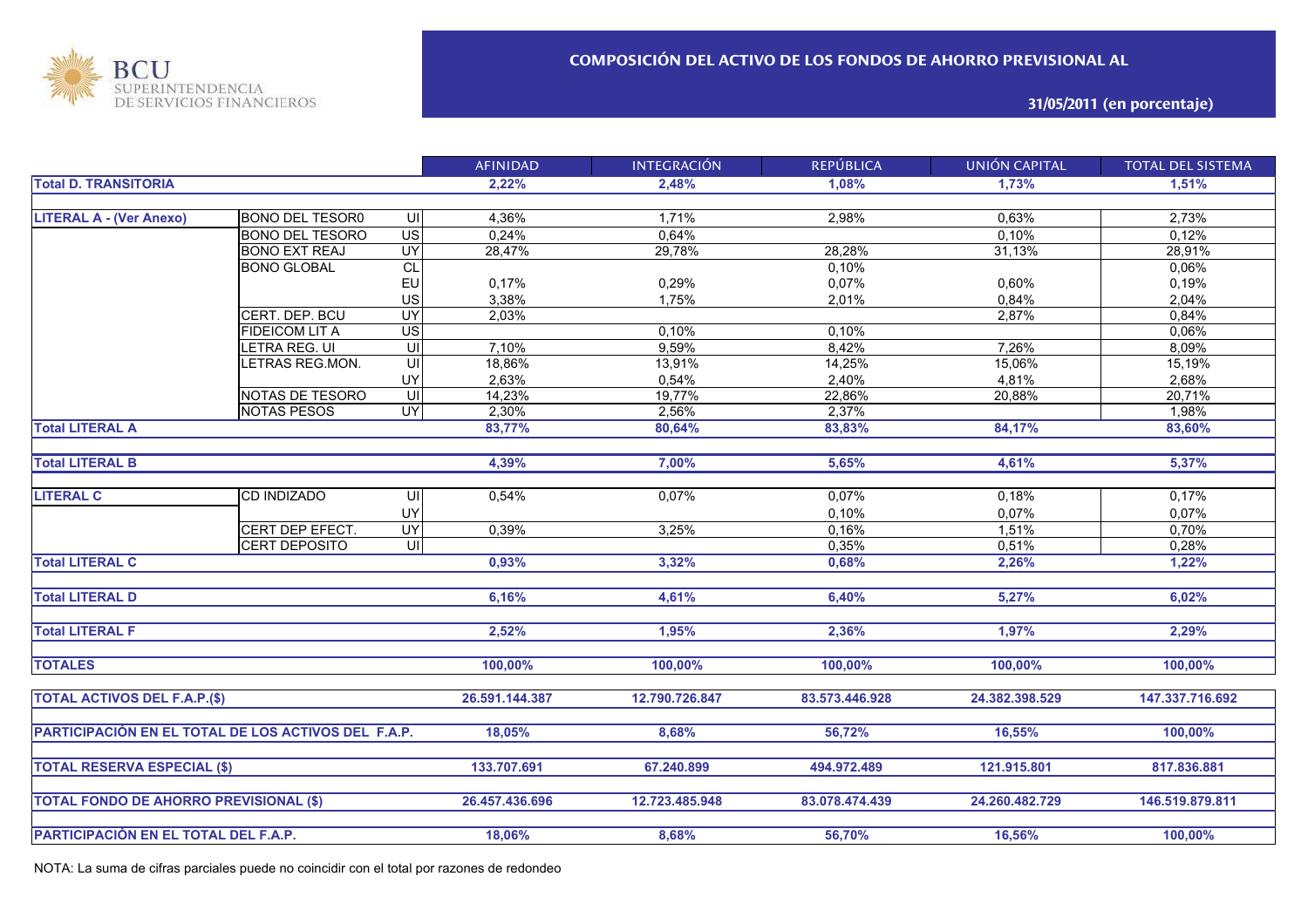BCU SUPERINTENDENCIA DE SERVICIOS FINANCIEROS

## COMPOSICIÓN DEL ACTIVO DE LOS FONDOS DE AHORRO PREVISIONAL AL

### 31/05/2011 (en porcentaje)

| | | | AFINIDAD | INTEGRACIÓN | REPÚBLICA | UNIÓN CAPITAL | TOTAL DEL SISTEMA |
|---|---|---|---|---|---|---|---|
| **Total D. TRANSITORIA** | | | **2,22%** | **2,48%** | **1,08%** | **1,73%** | **1,51%** |
| **LITERAL A - (Ver Anexo)** | BONO DEL TESOR0 | UI | 4,36% | 1,71% | 2,98% | 0,63% | 2,73% |
| | BONO DEL TESORO | US | 0,24% | 0,64% | | 0,10% | 0,12% |
| | BONO EXT REAJ | UY | 28,47% | 29,78% | 28,28% | 31,13% | 28,91% |
| | BONO GLOBAL | CL | | | 0,10% | | 0,06% |
| | | EU | 0,17% | 0,29% | 0,07% | 0,60% | 0,19% |
| | | US | 3,38% | 1,75% | 2,01% | 0,84% | 2,04% |
| | CERT. DEP. BCU | UY | 2,03% | | | 2,87% | 0,84% |
| | FIDEICOM LIT A | US | | 0,10% | 0,10% | | 0,06% |
| | LETRA REG. UI | UI | 7,10% | 9,59% | 8,42% | 7,26% | 8,09% |
| | LETRAS REG.MON. | UI | 18,86% | 13,91% | 14,25% | 15,06% | 15,19% |
| | | UY | 2,63% | 0,54% | 2,40% | 4,81% | 2,68% |
| | NOTAS DE TESORO | UI | 14,23% | 19,77% | 22,86% | 20,88% | 20,71% |
| | NOTAS PESOS | UY | 2,30% | 2,56% | 2,37% | | 1,98% |
| **Total LITERAL A** | | | **83,77%** | **80,64%** | **83,83%** | **84,17%** | **83,60%** |
| **Total LITERAL B** | | | **4,39%** | **7,00%** | **5,65%** | **4,61%** | **5,37%** |
| **LITERAL C** | CD INDIZADO | UI | 0,54% | 0,07% | 0,07% | 0,18% | 0,17% |
| | | UY | | | 0,10% | 0,07% | 0,07% |
| | CERT DEP EFECT. | UY | 0,39% | 3,25% | 0,16% | 1,51% | 0,70% |
| | CERT DEPOSITO | UI | | | 0,35% | 0,51% | 0,28% |
| **Total LITERAL C** | | | **0,93%** | **3,32%** | **0,68%** | **2,26%** | **1,22%** |
| **Total LITERAL D** | | | **6,16%** | **4,61%** | **6,40%** | **5,27%** | **6,02%** |
| **Total LITERAL F** | | | **2,52%** | **1,95%** | **2,36%** | **1,97%** | **2,29%** |
| **TOTALES** | | | **100,00%** | **100,00%** | **100,00%** | **100,00%** | **100,00%** |
| **TOTAL ACTIVOS DEL F.A.P.($)** | | | **26.591.144.387** | **12.790.726.847** | **83.573.446.928** | **24.382.398.529** | **147.337.716.692** |
| **PARTICIPACIÓN EN EL TOTAL DE LOS ACTIVOS DEL F.A.P.** | | | **18,05%** | **8,68%** | **56,72%** | **16,55%** | **100,00%** |
| **TOTAL RESERVA ESPECIAL ($)** | | | **133.707.691** | **67.240.899** | **494.972.489** | **121.915.801** | **817.836.881** |
| **TOTAL FONDO DE AHORRO PREVISIONAL ($)** | | | **26.457.436.696** | **12.723.485.948** | **83.078.474.439** | **24.260.482.729** | **146.519.879.811** |
| **PARTICIPACIÓN EN EL TOTAL DEL F.A.P.** | | | **18,06%** | **8,68%** | **56,70%** | **16,56%** | **100,00%** |

NOTA: La suma de cifras parciales puede no coincidir con el total por razones de redondeo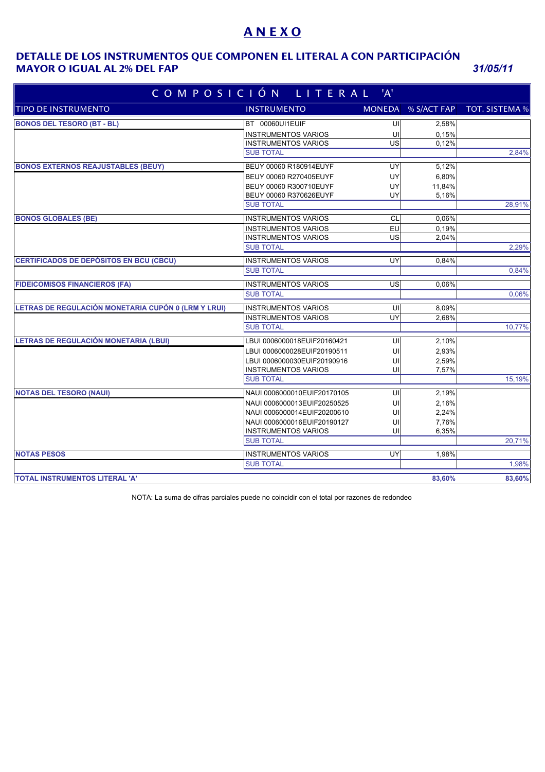# ANEXO

## DETALLE DE LOS INSTRUMENTOS QUE COMPONEN EL LITERAL A CON PARTICIPACIÓN MAYOR O IGUAL AL 2% DEL FAP

*31/05/11*

| COMPOSICIÓN LITERAL 'A' | | | | |
|---|---|---|---|---|
| TIPO DE INSTRUMENTO | INSTRUMENTO | MONEDA | % S/ACT FAP | TOT. SISTEMA % |
| **BONOS DEL TESORO (BT - BL)** | BT 00060UI1EUIF | UI | 2,58% | |
| | INSTRUMENTOS VARIOS | UI | 0,15% | |
| | INSTRUMENTOS VARIOS | US | 0,12% | |
| | SUB TOTAL | | | 2,84% |
| **BONOS EXTERNOS REAJUSTABLES (BEUY)** | BEUY 00060 R180914EUYF | UY | 5,12% | |
| | BEUY 00060 R270405EUYF | UY | 6,80% | |
| | BEUY 00060 R300710EUYF | UY | 11,84% | |
| | BEUY 00060 R370626EUYF | UY | 5,16% | |
| | SUB TOTAL | | | 28,91% |
| **BONOS GLOBALES (BE)** | INSTRUMENTOS VARIOS | CL | 0,06% | |
| | INSTRUMENTOS VARIOS | EU | 0,19% | |
| | INSTRUMENTOS VARIOS | US | 2,04% | |
| | SUB TOTAL | | | 2,29% |
| **CERTIFICADOS DE DEPÓSITOS EN BCU (CBCU)** | INSTRUMENTOS VARIOS | UY | 0,84% | |
| | SUB TOTAL | | | 0,84% |
| **FIDEICOMISOS FINANCIEROS (FA)** | INSTRUMENTOS VARIOS | US | 0,06% | |
| | SUB TOTAL | | | 0,06% |
| **LETRAS DE REGULACIÓN MONETARIA CUPÓN 0 (LRM Y LRUI)** | INSTRUMENTOS VARIOS | UI | 8,09% | |
| | INSTRUMENTOS VARIOS | UY | 2,68% | |
| | SUB TOTAL | | | 10,77% |
| **LETRAS DE REGULACIÓN MONETARIA (LBUI)** | LBUI 0006000018EUIF20160421 | UI | 2,10% | |
| | LBUI 0006000028EUIF20190511 | UI | 2,93% | |
| | LBUI 0006000030EUIF20190916 | UI | 2,59% | |
| | INSTRUMENTOS VARIOS | UI | 7,57% | |
| | SUB TOTAL | | | 15,19% |
| **NOTAS DEL TESORO (NAUI)** | NAUI 0006000010EUIF20170105 | UI | 2,19% | |
| | NAUI 0006000013EUIF20250525 | UI | 2,16% | |
| | NAUI 0006000014EUIF20200610 | UI | 2,24% | |
| | NAUI 0006000016EUIF20190127 | UI | 7,76% | |
| | INSTRUMENTOS VARIOS | UI | 6,35% | |
| | SUB TOTAL | | | 20,71% |
| **NOTAS PESOS** | INSTRUMENTOS VARIOS | UY | 1,98% | |
| | SUB TOTAL | | | 1,98% |
| **TOTAL INSTRUMENTOS LITERAL 'A'** | | | **83,60%** | **83,60%** |

NOTA: La suma de cifras parciales puede no coincidir con el total por razones de redondeo